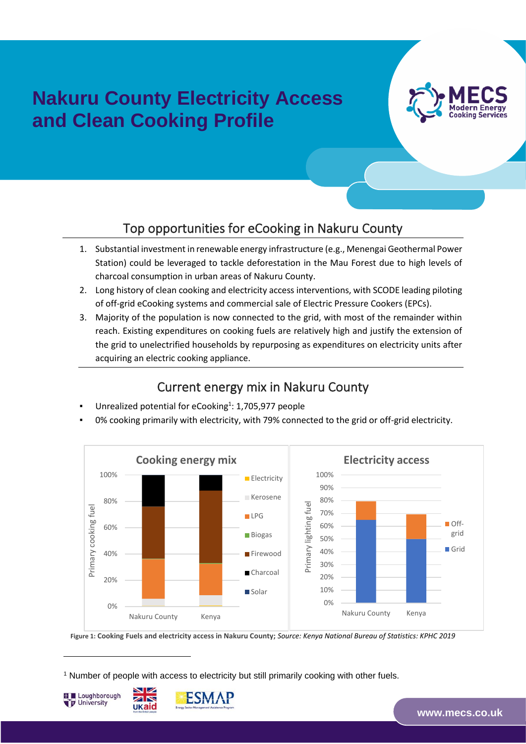# Nakuru County Electricity Access and Clean Cooking Profile

## Top opportunities for eCooking in Nakuru County

1. Substantial investment in renewable energy infrastructure (e.g., Menengai Geothermal Power Station) could be leveraged to tackle deforestation in the Mau Forest due to high levels of charcoal consumption in urban areas of Nakuru County.
2. Long history of clean cooking and electricity access interventions, with SCODE leading piloting of off-grid eCooking systems and commercial sale of Electric Pressure Cookers (EPCs).
3. Majority of the population is now connected to the grid, with most of the remainder within reach. Existing expenditures on cooking fuels are relatively high and justify the extension of the grid to unelectrified households by repurposing as expenditures on electricity units after acquiring an electric cooking appliance.

## Current energy mix in Nakuru County

- Unrealized potential for eCooking[1]: 1,705,977 people
- 0% cooking primarily with electricity, with 79% connected to the grid or off-grid electricity.

**Figure 1: Cooking Fuels and electricity access in Nakuru County;** *Source: Kenya National Bureau of Statistics: KPHC 2019*

[1] Number of people with access to electricity but still primarily cooking with other fuels.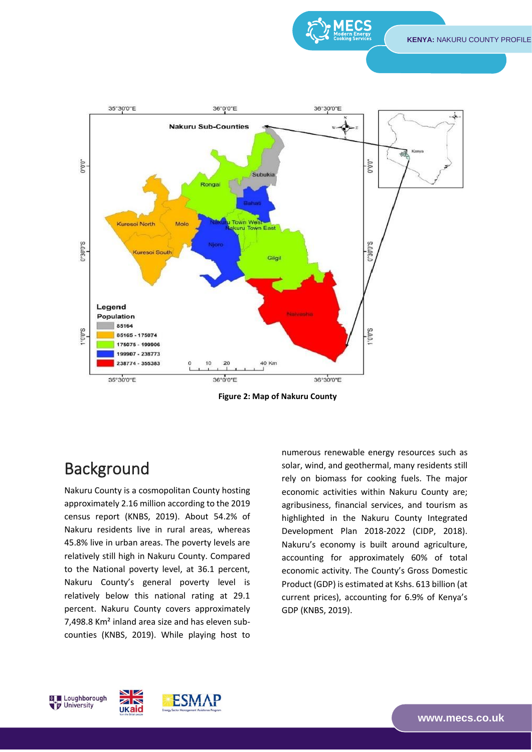**Figure 2: Map of Nakuru County**

## Background

Nakuru County is a cosmopolitan County hosting approximately 2.16 million according to the 2019 census report (KNBS, 2019). About 54.2% of Nakuru residents live in rural areas, whereas 45.8% live in urban areas. The poverty levels are relatively still high in Nakuru County. Compared to the National poverty level, at 36.1 percent, Nakuru County's general poverty level is relatively below this national rating at 29.1 percent. Nakuru County covers approximately 7,498.8 Km² inland area size and has eleven sub-counties (KNBS, 2019). While playing host to numerous renewable energy resources such as solar, wind, and geothermal, many residents still rely on biomass for cooking fuels. The major economic activities within Nakuru County are; agribusiness, financial services, and tourism as highlighted in the Nakuru County Integrated Development Plan 2018-2022 (CIDP, 2018). Nakuru's economy is built around agriculture, accounting for approximately 60% of total economic activity. The County's Gross Domestic Product (GDP) is estimated at Kshs. 613 billion (at current prices), accounting for 6.9% of Kenya's GDP (KNBS, 2019).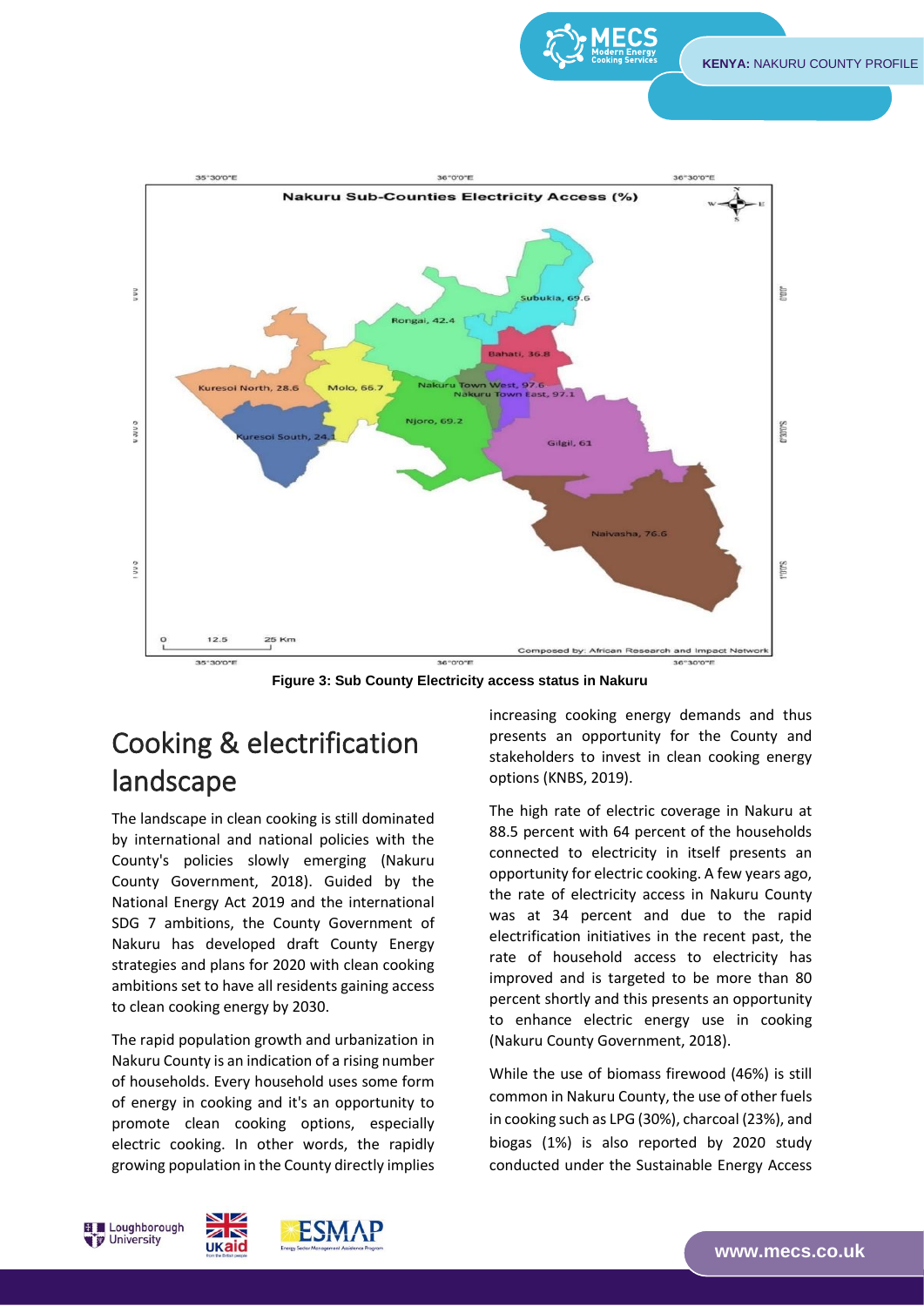Figure 3: Sub County Electricity access status in Nakuru

## Cooking & electrification landscape

The landscape in clean cooking is still dominated by international and national policies with the County's policies slowly emerging (Nakuru County Government, 2018). Guided by the National Energy Act 2019 and the international SDG 7 ambitions, the County Government of Nakuru has developed draft County Energy strategies and plans for 2020 with clean cooking ambitions set to have all residents gaining access to clean cooking energy by 2030.

The rapid population growth and urbanization in Nakuru County is an indication of a rising number of households. Every household uses some form of energy in cooking and it's an opportunity to promote clean cooking options, especially electric cooking. In other words, the rapidly growing population in the County directly implies increasing cooking energy demands and thus presents an opportunity for the County and stakeholders to invest in clean cooking energy options (KNBS, 2019).

The high rate of electric coverage in Nakuru at 88.5 percent with 64 percent of the households connected to electricity in itself presents an opportunity for electric cooking. A few years ago, the rate of electricity access in Nakuru County was at 34 percent and due to the rapid electrification initiatives in the recent past, the rate of household access to electricity has improved and is targeted to be more than 80 percent shortly and this presents an opportunity to enhance electric energy use in cooking (Nakuru County Government, 2018).

While the use of biomass firewood (46%) is still common in Nakuru County, the use of other fuels in cooking such as LPG (30%), charcoal (23%), and biogas (1%) is also reported by 2020 study conducted under the Sustainable Energy Access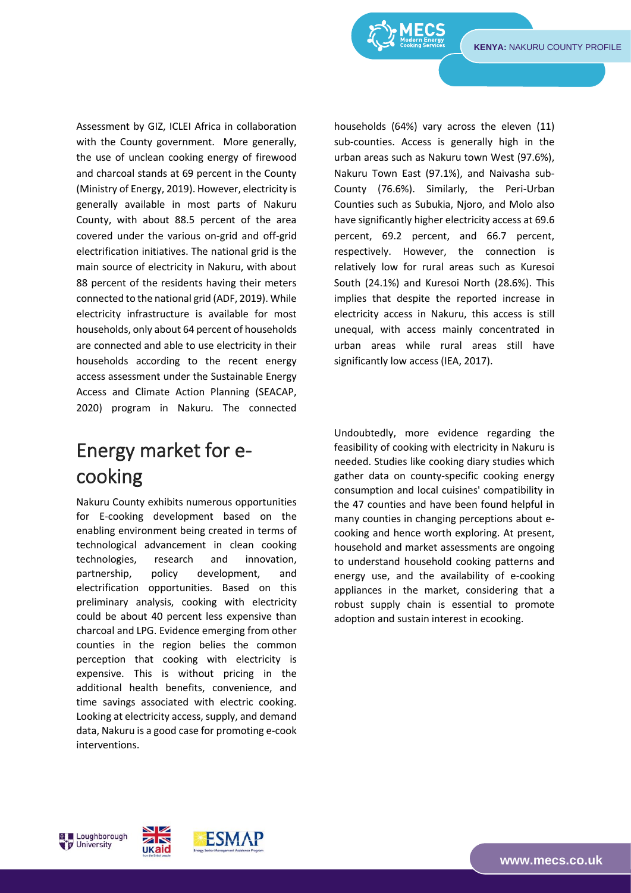Assessment by GIZ, ICLEI Africa in collaboration with the County government. More generally, the use of unclean cooking energy of firewood and charcoal stands at 69 percent in the County (Ministry of Energy, 2019). However, electricity is generally available in most parts of Nakuru County, with about 88.5 percent of the area covered under the various on-grid and off-grid electrification initiatives. The national grid is the main source of electricity in Nakuru, with about 88 percent of the residents having their meters connected to the national grid (ADF, 2019). While electricity infrastructure is available for most households, only about 64 percent of households are connected and able to use electricity in their households according to the recent energy access assessment under the Sustainable Energy Access and Climate Action Planning (SEACAP, 2020) program in Nakuru. The connected households (64%) vary across the eleven (11) sub-counties. Access is generally high in the urban areas such as Nakuru town West (97.6%), Nakuru Town East (97.1%), and Naivasha sub-County (76.6%). Similarly, the Peri-Urban Counties such as Subukia, Njoro, and Molo also have significantly higher electricity access at 69.6 percent, 69.2 percent, and 66.7 percent, respectively. However, the connection is relatively low for rural areas such as Kuresoi South (24.1%) and Kuresoi North (28.6%). This implies that despite the reported increase in electricity access in Nakuru, this access is still unequal, with access mainly concentrated in urban areas while rural areas still have significantly low access (IEA, 2017).

## Energy market for e-cooking

Nakuru County exhibits numerous opportunities for E-cooking development based on the enabling environment being created in terms of technological advancement in clean cooking technologies, research and innovation, partnership, policy development, and electrification opportunities. Based on this preliminary analysis, cooking with electricity could be about 40 percent less expensive than charcoal and LPG. Evidence emerging from other counties in the region belies the common perception that cooking with electricity is expensive. This is without pricing in the additional health benefits, convenience, and time savings associated with electric cooking. Looking at electricity access, supply, and demand data, Nakuru is a good case for promoting e-cook interventions.

Undoubtedly, more evidence regarding the feasibility of cooking with electricity in Nakuru is needed. Studies like cooking diary studies which gather data on county-specific cooking energy consumption and local cuisines' compatibility in the 47 counties and have been found helpful in many counties in changing perceptions about e-cooking and hence worth exploring. At present, household and market assessments are ongoing to understand household cooking patterns and energy use, and the availability of e-cooking appliances in the market, considering that a robust supply chain is essential to promote adoption and sustain interest in ecooking.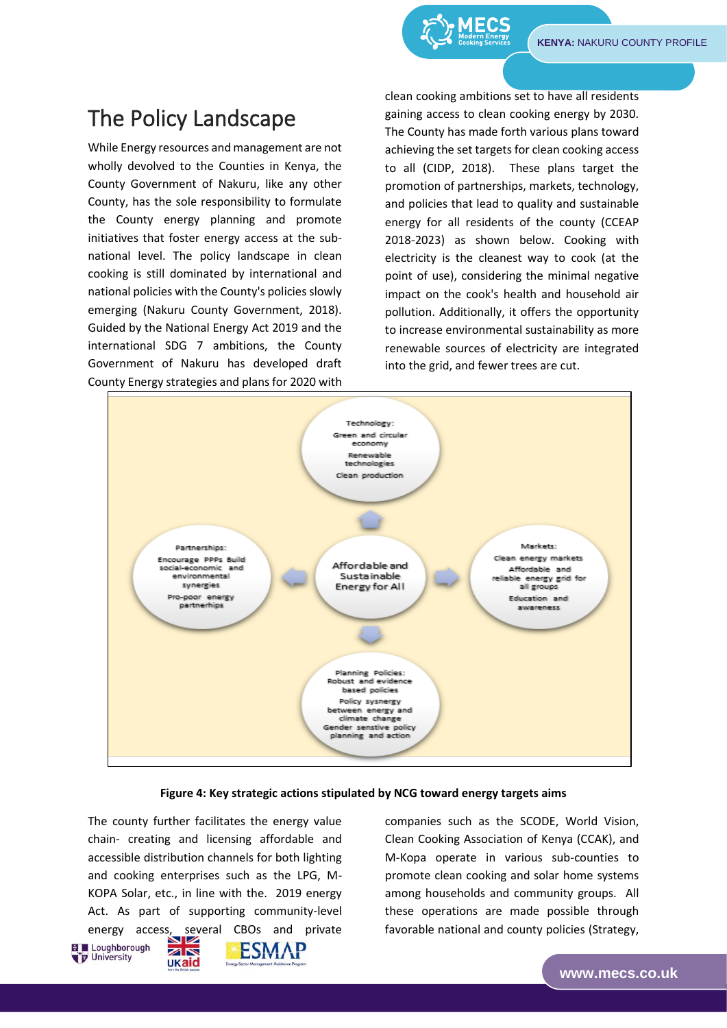## The Policy Landscape

While Energy resources and management are not wholly devolved to the Counties in Kenya, the County Government of Nakuru, like any other County, has the sole responsibility to formulate the County energy planning and promote initiatives that foster energy access at the sub-national level. The policy landscape in clean cooking is still dominated by international and national policies with the County's policies slowly emerging (Nakuru County Government, 2018). Guided by the National Energy Act 2019 and the international SDG 7 ambitions, the County Government of Nakuru has developed draft County Energy strategies and plans for 2020 with clean cooking ambitions set to have all residents gaining access to clean cooking energy by 2030. The County has made forth various plans toward achieving the set targets for clean cooking access to all (CIDP, 2018). These plans target the promotion of partnerships, markets, technology, and policies that lead to quality and sustainable energy for all residents of the county (CCEAP 2018-2023) as shown below. Cooking with electricity is the cleanest way to cook (at the point of use), considering the minimal negative impact on the cook's health and household air pollution. Additionally, it offers the opportunity to increase environmental sustainability as more renewable sources of electricity are integrated into the grid, and fewer trees are cut.

Affordable and Sustainable Energy for All

- Technology: Green and circular economy; Renewable technologies; Clean production
- Partnerships: Encourage PPPs Build social-economic and environmental synergies; Pro-poor energy partnerships
- Markets: Clean energy markets; Affordable and reliable energy grid for all groups; Education and awareness
- Planning Policies: Robust and evidence based policies; Policy sysnergy between energy and climate change; Gender senstive policy planning and action

**Figure 4: Key strategic actions stipulated by NCG toward energy targets aims**

The county further facilitates the energy value chain- creating and licensing affordable and accessible distribution channels for both lighting and cooking enterprises such as the LPG, M-KOPA Solar, etc., in line with the. 2019 energy Act. As part of supporting community-level energy access, several CBOs and private companies such as the SCODE, World Vision, Clean Cooking Association of Kenya (CCAK), and M-Kopa operate in various sub-counties to promote clean cooking and solar home systems among households and community groups. All these operations are made possible through favorable national and county policies (Strategy,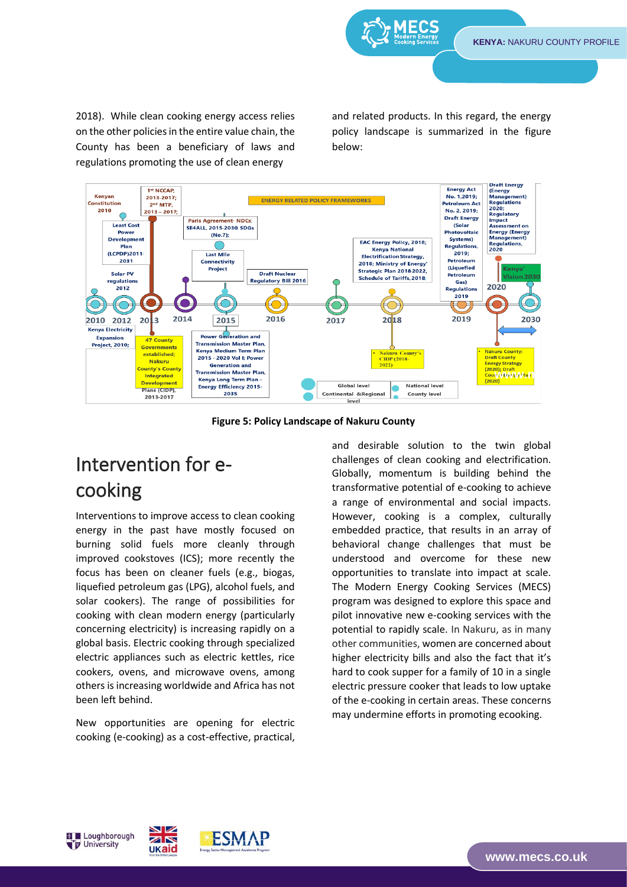2018). While clean cooking energy access relies on the other policies in the entire value chain, the County has been a beneficiary of laws and regulations promoting the use of clean energy and related products. In this regard, the energy policy landscape is summarized in the figure below:

**Figure 5: Policy Landscape of Nakuru County**

## Intervention for e-cooking

Interventions to improve access to clean cooking energy in the past have mostly focused on burning solid fuels more cleanly through improved cookstoves (ICS); more recently the focus has been on cleaner fuels (e.g., biogas, liquefied petroleum gas (LPG), alcohol fuels, and solar cookers). The range of possibilities for cooking with clean modern energy (particularly concerning electricity) is increasing rapidly on a global basis. Electric cooking through specialized electric appliances such as electric kettles, rice cookers, ovens, and microwave ovens, among others is increasing worldwide and Africa has not been left behind.

New opportunities are opening for electric cooking (e-cooking) as a cost-effective, practical, and desirable solution to the twin global challenges of clean cooking and electrification. Globally, momentum is building behind the transformative potential of e-cooking to achieve a range of environmental and social impacts. However, cooking is a complex, culturally embedded practice, that results in an array of behavioral change challenges that must be understood and overcome for these new opportunities to translate into impact at scale. The Modern Energy Cooking Services (MECS) program was designed to explore this space and pilot innovative new e-cooking services with the potential to rapidly scale. In Nakuru, as in many other communities, women are concerned about higher electricity bills and also the fact that it's hard to cook supper for a family of 10 in a single electric pressure cooker that leads to low uptake of the e-cooking in certain areas. These concerns may undermine efforts in promoting ecooking.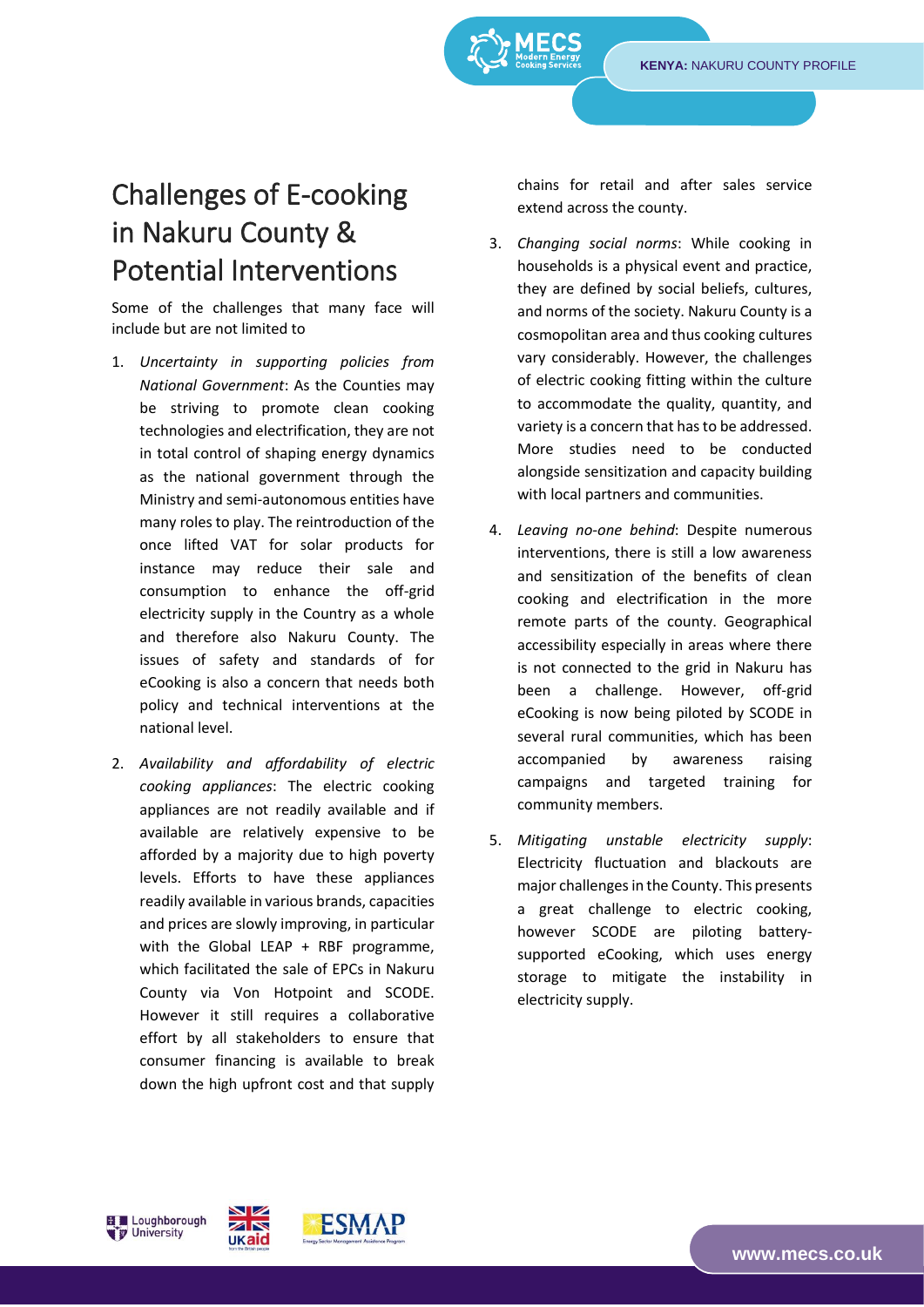# Challenges of E-cooking in Nakuru County & Potential Interventions

Some of the challenges that many face will include but are not limited to

1. *Uncertainty in supporting policies from National Government*: As the Counties may be striving to promote clean cooking technologies and electrification, they are not in total control of shaping energy dynamics as the national government through the Ministry and semi-autonomous entities have many roles to play. The reintroduction of the once lifted VAT for solar products for instance may reduce their sale and consumption to enhance the off-grid electricity supply in the Country as a whole and therefore also Nakuru County. The issues of safety and standards of for eCooking is also a concern that needs both policy and technical interventions at the national level.
2. *Availability and affordability of electric cooking appliances*: The electric cooking appliances are not readily available and if available are relatively expensive to be afforded by a majority due to high poverty levels. Efforts to have these appliances readily available in various brands, capacities and prices are slowly improving, in particular with the Global LEAP + RBF programme, which facilitated the sale of EPCs in Nakuru County via Von Hotpoint and SCODE. However it still requires a collaborative effort by all stakeholders to ensure that consumer financing is available to break down the high upfront cost and that supply chains for retail and after sales service extend across the county.
3. *Changing social norms*: While cooking in households is a physical event and practice, they are defined by social beliefs, cultures, and norms of the society. Nakuru County is a cosmopolitan area and thus cooking cultures vary considerably. However, the challenges of electric cooking fitting within the culture to accommodate the quality, quantity, and variety is a concern that has to be addressed. More studies need to be conducted alongside sensitization and capacity building with local partners and communities.
4. *Leaving no-one behind*: Despite numerous interventions, there is still a low awareness and sensitization of the benefits of clean cooking and electrification in the more remote parts of the county. Geographical accessibility especially in areas where there is not connected to the grid in Nakuru has been a challenge. However, off-grid eCooking is now being piloted by SCODE in several rural communities, which has been accompanied by awareness raising campaigns and targeted training for community members.
5. *Mitigating unstable electricity supply*: Electricity fluctuation and blackouts are major challenges in the County. This presents a great challenge to electric cooking, however SCODE are piloting battery-supported eCooking, which uses energy storage to mitigate the instability in electricity supply.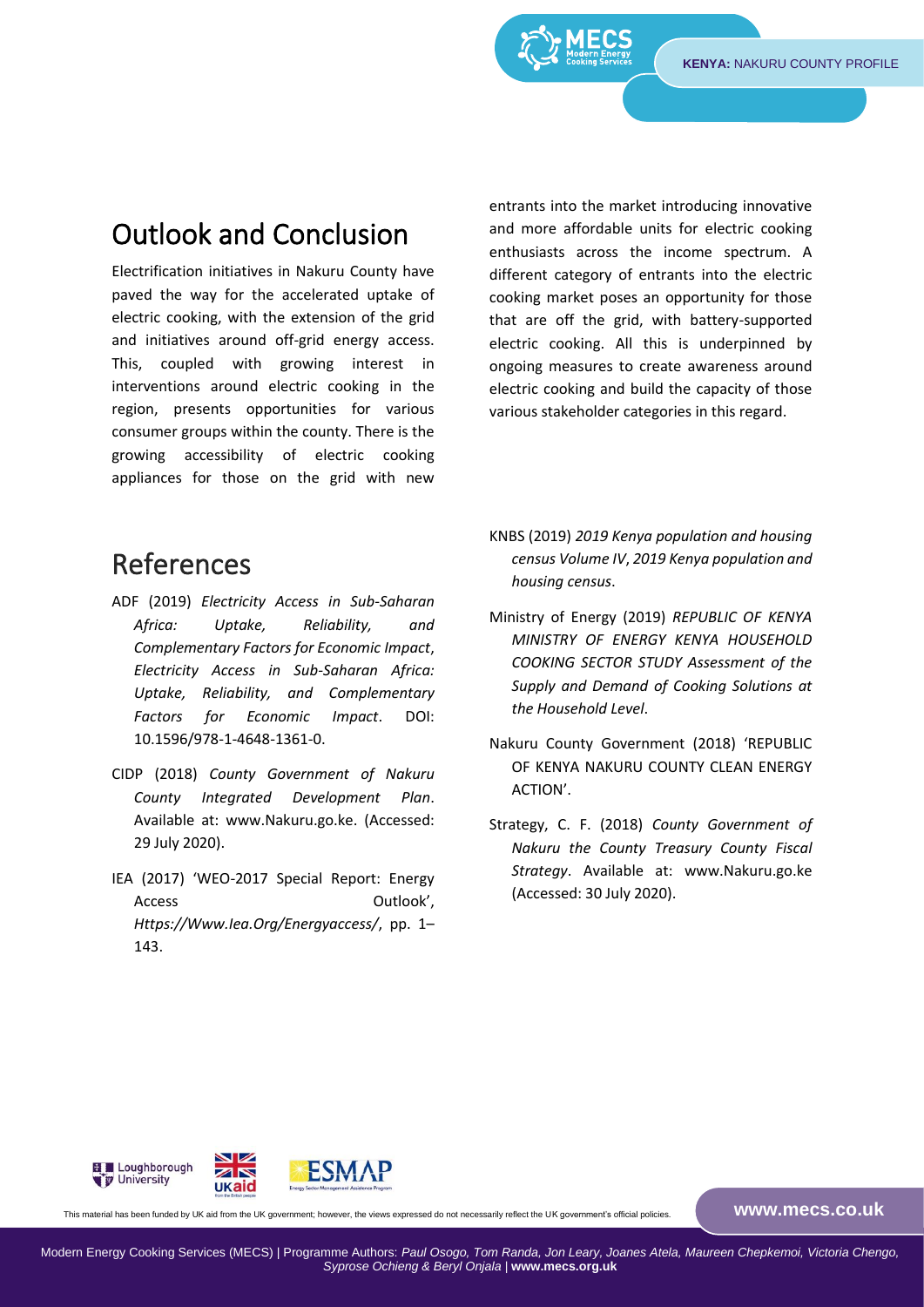## Outlook and Conclusion

Electrification initiatives in Nakuru County have paved the way for the accelerated uptake of electric cooking, with the extension of the grid and initiatives around off-grid energy access. This, coupled with growing interest in interventions around electric cooking in the region, presents opportunities for various consumer groups within the county. There is the growing accessibility of electric cooking appliances for those on the grid with new entrants into the market introducing innovative and more affordable units for electric cooking enthusiasts across the income spectrum. A different category of entrants into the electric cooking market poses an opportunity for those that are off the grid, with battery-supported electric cooking. All this is underpinned by ongoing measures to create awareness around electric cooking and build the capacity of those various stakeholder categories in this regard.

## References

ADF (2019) *Electricity Access in Sub-Saharan Africa: Uptake, Reliability, and Complementary Factors for Economic Impact*, *Electricity Access in Sub-Saharan Africa: Uptake, Reliability, and Complementary Factors for Economic Impact*. DOI: 10.1596/978-1-4648-1361-0.

CIDP (2018) *County Government of Nakuru County Integrated Development Plan*. Available at: www.Nakuru.go.ke. (Accessed: 29 July 2020).

IEA (2017) 'WEO-2017 Special Report: Energy Access Outlook', *Https://Www.Iea.Org/Energyaccess/*, pp. 1–143.

KNBS (2019) *2019 Kenya population and housing census Volume IV*, *2019 Kenya population and housing census*.

Ministry of Energy (2019) *REPUBLIC OF KENYA MINISTRY OF ENERGY KENYA HOUSEHOLD COOKING SECTOR STUDY Assessment of the Supply and Demand of Cooking Solutions at the Household Level*.

Nakuru County Government (2018) 'REPUBLIC OF KENYA NAKURU COUNTY CLEAN ENERGY ACTION'.

Strategy, C. F. (2018) *County Government of Nakuru the County Treasury County Fiscal Strategy*. Available at: www.Nakuru.go.ke (Accessed: 30 July 2020).